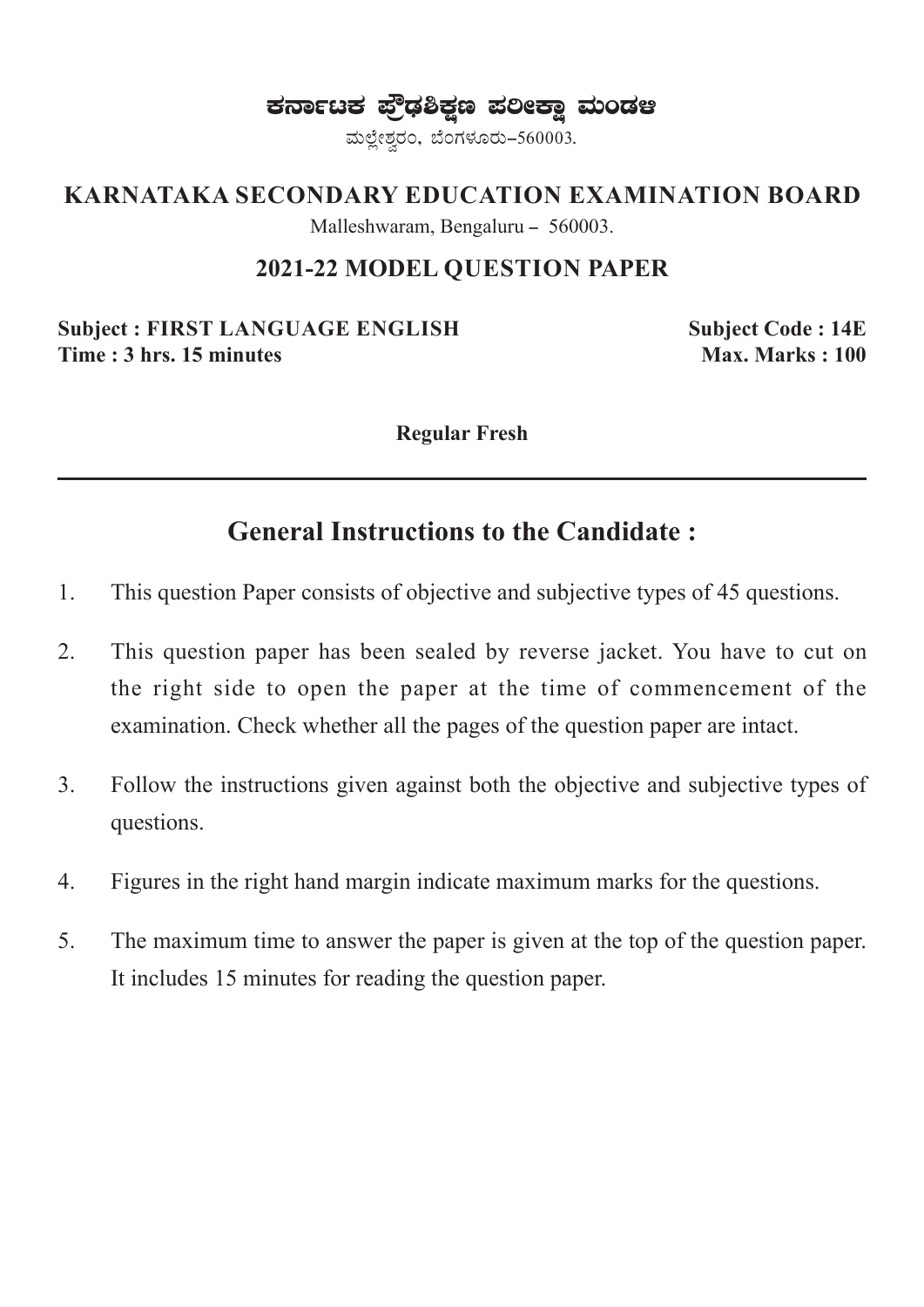# ಕರ್ನಾಟಕ ಪ್ರೌಢಶಿಕ್ಷಣ ಪರೀಕ್ಷಾ ಮಂಡಳಿ

ಮಲ್ಲೇಶ್ವರಂ, ಬೆಂಗಳೂರು–560003.

## KARNATAKA SECONDARY EDUCATION EXAMINATION BOARD

Malleshwaram, Bengaluru – 560003.

### 2021-22 MODEL QUESTION PAPER

**Subject : FIRST LANGUAGE ENGLISH** | **Subject Code : 14E**

**Time : 3 hrs. 15 minutes** | **Max. Marks : 100**

**Regular Fresh**

---

## General Instructions to the Candidate :

1. This question Paper consists of objective and subjective types of 45 questions.
2. This question paper has been sealed by reverse jacket. You have to cut on the right side to open the paper at the time of commencement of the examination. Check whether all the pages of the question paper are intact.
3. Follow the instructions given against both the objective and subjective types of questions.
4. Figures in the right hand margin indicate maximum marks for the questions.
5. The maximum time to answer the paper is given at the top of the question paper. It includes 15 minutes for reading the question paper.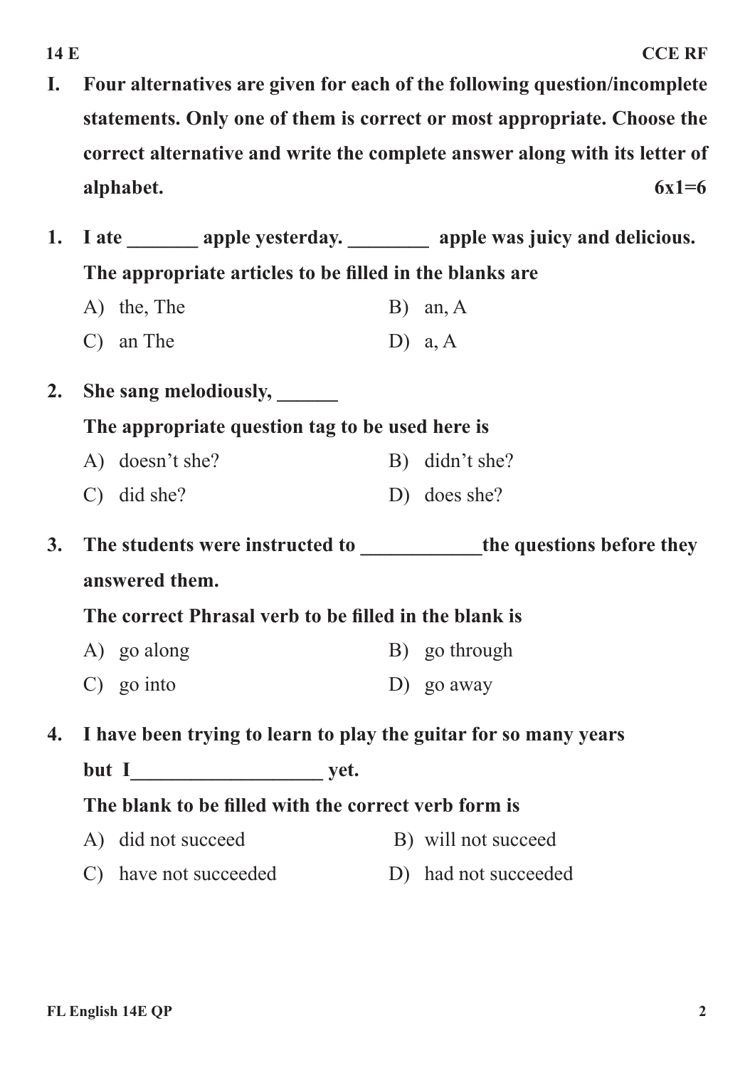**I. Four alternatives are given for each of the following question/incomplete statements. Only one of them is correct or most appropriate. Choose the correct alternative and write the complete answer along with its letter of alphabet.** **6x1=6**

**1. I ate _______ apple yesterday. ________ apple was juicy and delicious.**

**The appropriate articles to be filled in the blanks are**

A) the, The
B) an, A
C) an The
D) a, A

**2. She sang melodiously, ______**

**The appropriate question tag to be used here is**

A) doesn't she?
B) didn't she?
C) did she?
D) does she?

**3. The students were instructed to ____________the questions before they answered them.**

**The correct Phrasal verb to be filled in the blank is**

A) go along
B) go through
C) go into
D) go away

**4. I have been trying to learn to play the guitar for so many years but I___________________ yet.**

**The blank to be filled with the correct verb form is**

A) did not succeed
B) will not succeed
C) have not succeeded
D) had not succeeded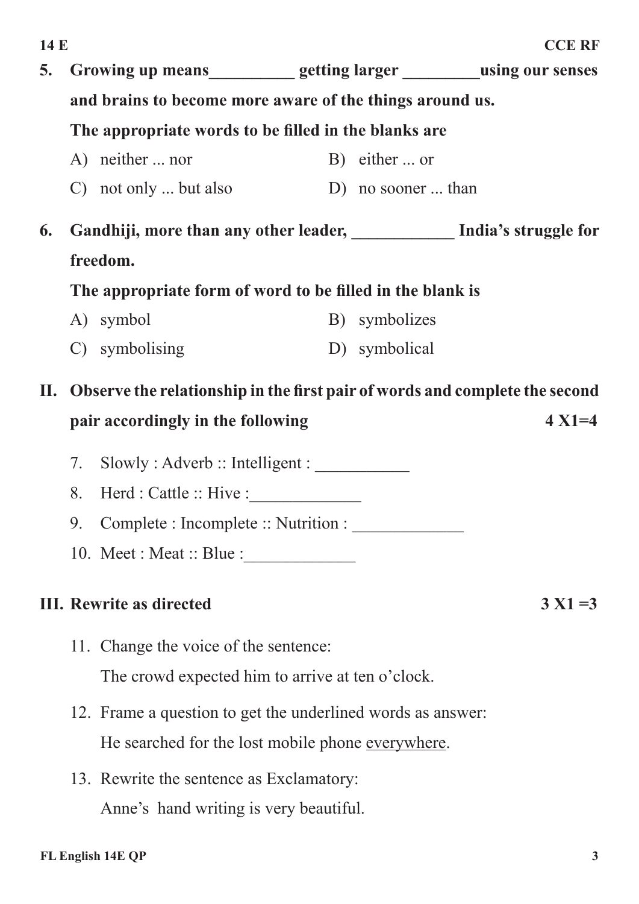5. **Growing up means__________ getting larger _________using our senses and brains to become more aware of the things around us.**

   **The appropriate words to be filled in the blanks are**

   A) neither ... nor  B) either ... or

   C) not only ... but also  D) no sooner ... than

6. **Gandhiji, more than any other leader, ____________ India's struggle for freedom.**

   **The appropriate form of word to be filled in the blank is**

   A) symbol  B) symbolizes

   C) symbolising  D) symbolical

## II. Observe the relationship in the first pair of words and complete the second pair accordingly in the following  4 X1=4

7. Slowly : Adverb :: Intelligent : ___________
8. Herd : Cattle :: Hive :_____________
9. Complete : Incomplete :: Nutrition : _____________
10. Meet : Meat :: Blue :_____________

## III. Rewrite as directed  3 X1 =3

11. Change the voice of the sentence:

    The crowd expected him to arrive at ten o'clock.

12. Frame a question to get the underlined words as answer:

    He searched for the lost mobile phone <u>everywhere</u>.

13. Rewrite the sentence as Exclamatory:

    Anne's hand writing is very beautiful.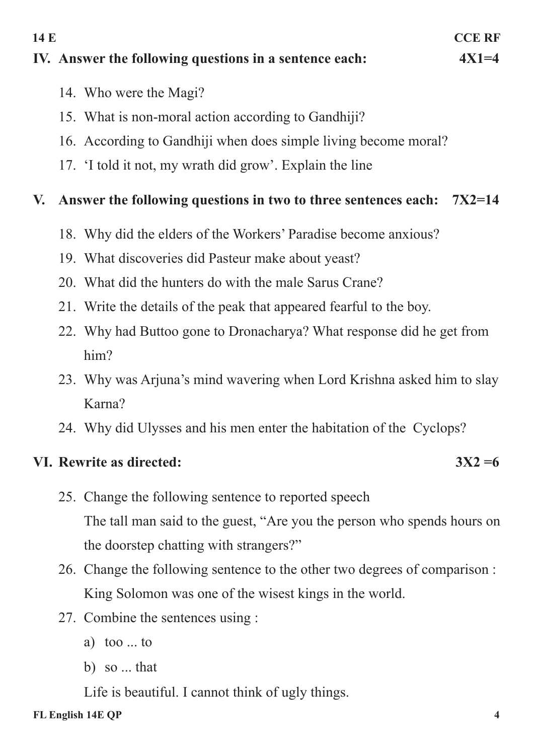## IV. Answer the following questions in a sentence each: 4X1=4

14. Who were the Magi?
15. What is non-moral action according to Gandhiji?
16. According to Gandhiji when does simple living become moral?
17. 'I told it not, my wrath did grow'. Explain the line

## V. Answer the following questions in two to three sentences each: 7X2=14

18. Why did the elders of the Workers' Paradise become anxious?
19. What discoveries did Pasteur make about yeast?
20. What did the hunters do with the male Sarus Crane?
21. Write the details of the peak that appeared fearful to the boy.
22. Why had Buttoo gone to Dronacharya? What response did he get from him?
23. Why was Arjuna's mind wavering when Lord Krishna asked him to slay Karna?
24. Why did Ulysses and his men enter the habitation of the Cyclops?

## VI. Rewrite as directed: 3X2 =6

25. Change the following sentence to reported speech
    The tall man said to the guest, "Are you the person who spends hours on the doorstep chatting with strangers?"
26. Change the following sentence to the other two degrees of comparison :
    King Solomon was one of the wisest kings in the world.
27. Combine the sentences using :
    a) too ... to
    b) so ... that
    
    Life is beautiful. I cannot think of ugly things.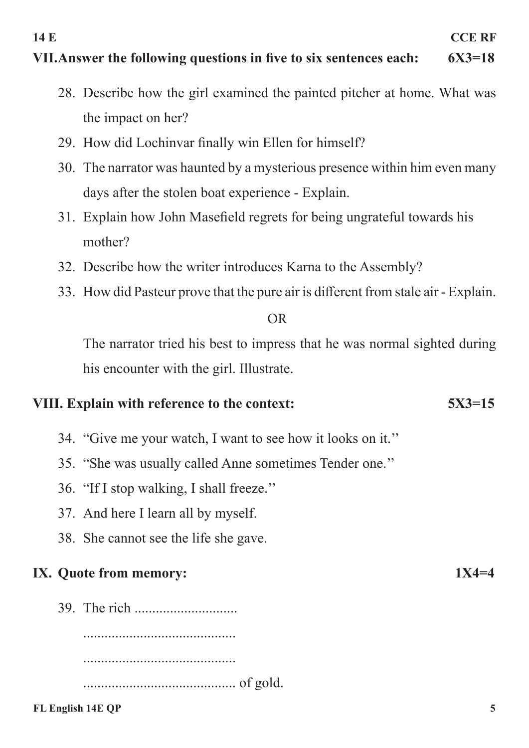## VII. Answer the following questions in five to six sentences each: 6X3=18

28. Describe how the girl examined the painted pitcher at home. What was the impact on her?
29. How did Lochinvar finally win Ellen for himself?
30. The narrator was haunted by a mysterious presence within him even many days after the stolen boat experience - Explain.
31. Explain how John Masefield regrets for being ungrateful towards his mother?
32. Describe how the writer introduces Karna to the Assembly?
33. How did Pasteur prove that the pure air is different from stale air - Explain.

OR

The narrator tried his best to impress that he was normal sighted during his encounter with the girl. Illustrate.

## VIII. Explain with reference to the context: 5X3=15

34. "Give me your watch, I want to see how it looks on it."
35. "She was usually called Anne sometimes Tender one."
36. "If I stop walking, I shall freeze."
37. And here I learn all by myself.
38. She cannot see the life she gave.

## IX. Quote from memory: 1X4=4

39. The rich ............................

...........................................

...........................................

........................................... of gold.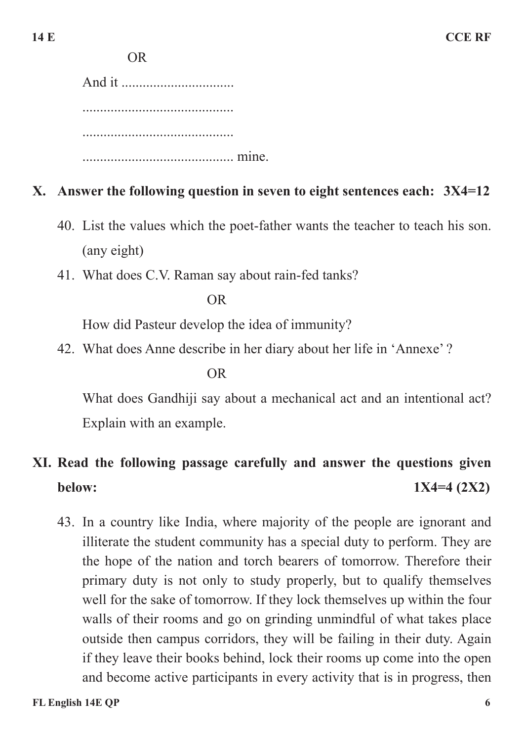OR

And it ................................
...........................................
...........................................
........................................... mine.

**X. Answer the following question in seven to eight sentences each: 3X4=12**

40. List the values which the poet-father wants the teacher to teach his son. (any eight)

41. What does C.V. Raman say about rain-fed tanks?

OR

How did Pasteur develop the idea of immunity?

42. What does Anne describe in her diary about her life in 'Annexe'?

OR

What does Gandhiji say about a mechanical act and an intentional act? Explain with an example.

**XI. Read the following passage carefully and answer the questions given below: 1X4=4 (2X2)**

43. In a country like India, where majority of the people are ignorant and illiterate the student community has a special duty to perform. They are the hope of the nation and torch bearers of tomorrow. Therefore their primary duty is not only to study properly, but to qualify themselves well for the sake of tomorrow. If they lock themselves up within the four walls of their rooms and go on grinding unmindful of what takes place outside then campus corridors, they will be failing in their duty. Again if they leave their books behind, lock their rooms up come into the open and become active participants in every activity that is in progress, then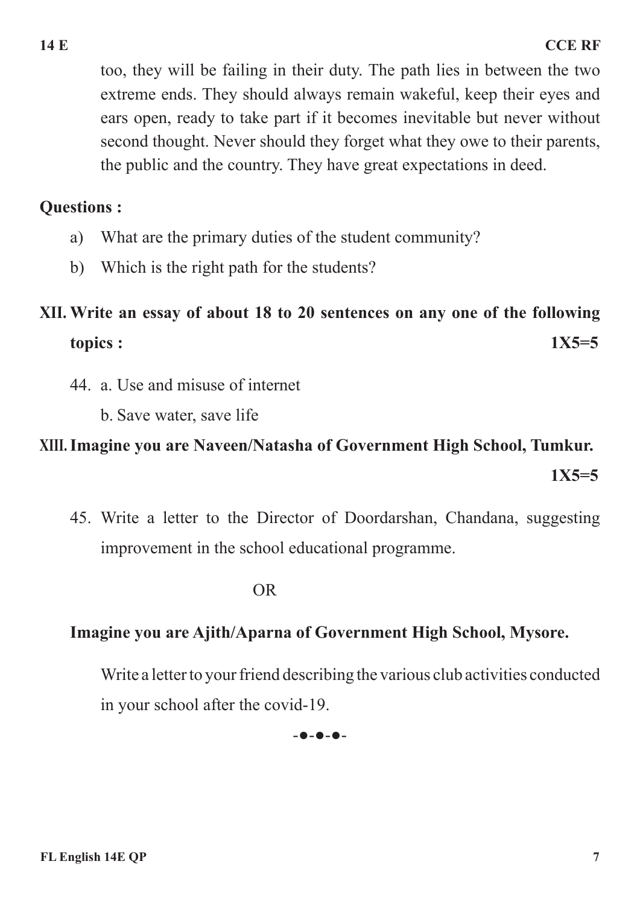too, they will be failing in their duty. The path lies in between the two extreme ends. They should always remain wakeful, keep their eyes and ears open, ready to take part if it becomes inevitable but never without second thought. Never should they forget what they owe to their parents, the public and the country. They have great expectations in deed.

**Questions :**

a) What are the primary duties of the student community?

b) Which is the right path for the students?

**XII. Write an essay of about 18 to 20 sentences on any one of the following topics : 1X5=5**

44. a. Use and misuse of internet

    b. Save water, save life

**XIII. Imagine you are Naveen/Natasha of Government High School, Tumkur. 1X5=5**

45. Write a letter to the Director of Doordarshan, Chandana, suggesting improvement in the school educational programme.

OR

**Imagine you are Ajith/Aparna of Government High School, Mysore.**

Write a letter to your friend describing the various club activities conducted in your school after the covid-19.

-●-●-●-